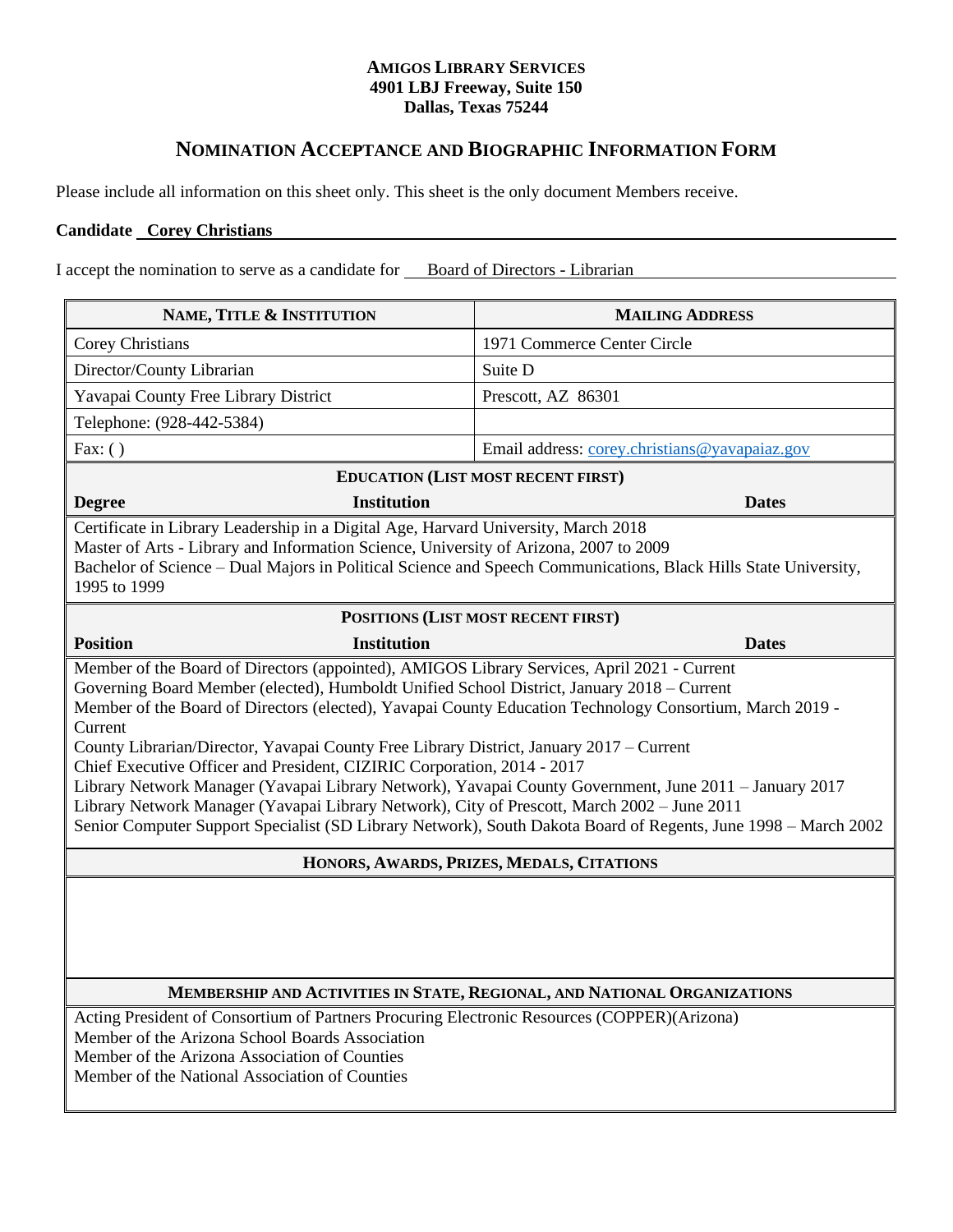**AMIGOS LIBRARY SERVICES**
**4901 LBJ Freeway, Suite 150**
**Dallas, Texas 75244**

## NOMINATION ACCEPTANCE AND BIOGRAPHIC INFORMATION FORM

Please include all information on this sheet only. This sheet is the only document Members receive.

**Candidate** **Corey Christians**

I accept the nomination to serve as a candidate for Board of Directors - Librarian

| NAME, TITLE & INSTITUTION | MAILING ADDRESS |
|---|---|
| Corey Christians | 1971 Commerce Center Circle |
| Director/County Librarian | Suite D |
| Yavapai County Free Library District | Prescott, AZ 86301 |
| Telephone: (928-442-5384) | |
| Fax: ( ) | Email address: corey.christians@yavapaiaz.gov |

**EDUCATION (LIST MOST RECENT FIRST)**

**Degree** | **Institution** | **Dates**

Certificate in Library Leadership in a Digital Age, Harvard University, March 2018
Master of Arts - Library and Information Science, University of Arizona, 2007 to 2009
Bachelor of Science – Dual Majors in Political Science and Speech Communications, Black Hills State University, 1995 to 1999

**POSITIONS (LIST MOST RECENT FIRST)**

**Position** | **Institution** | **Dates**

Member of the Board of Directors (appointed), AMIGOS Library Services, April 2021 - Current
Governing Board Member (elected), Humboldt Unified School District, January 2018 – Current
Member of the Board of Directors (elected), Yavapai County Education Technology Consortium, March 2019 - Current
County Librarian/Director, Yavapai County Free Library District, January 2017 – Current
Chief Executive Officer and President, CIZIRIC Corporation, 2014 - 2017
Library Network Manager (Yavapai Library Network), Yavapai County Government, June 2011 – January 2017
Library Network Manager (Yavapai Library Network), City of Prescott, March 2002 – June 2011
Senior Computer Support Specialist (SD Library Network), South Dakota Board of Regents, June 1998 – March 2002

**HONORS, AWARDS, PRIZES, MEDALS, CITATIONS**

**MEMBERSHIP AND ACTIVITIES IN STATE, REGIONAL, AND NATIONAL ORGANIZATIONS**

Acting President of Consortium of Partners Procuring Electronic Resources (COPPER)(Arizona)
Member of the Arizona School Boards Association
Member of the Arizona Association of Counties
Member of the National Association of Counties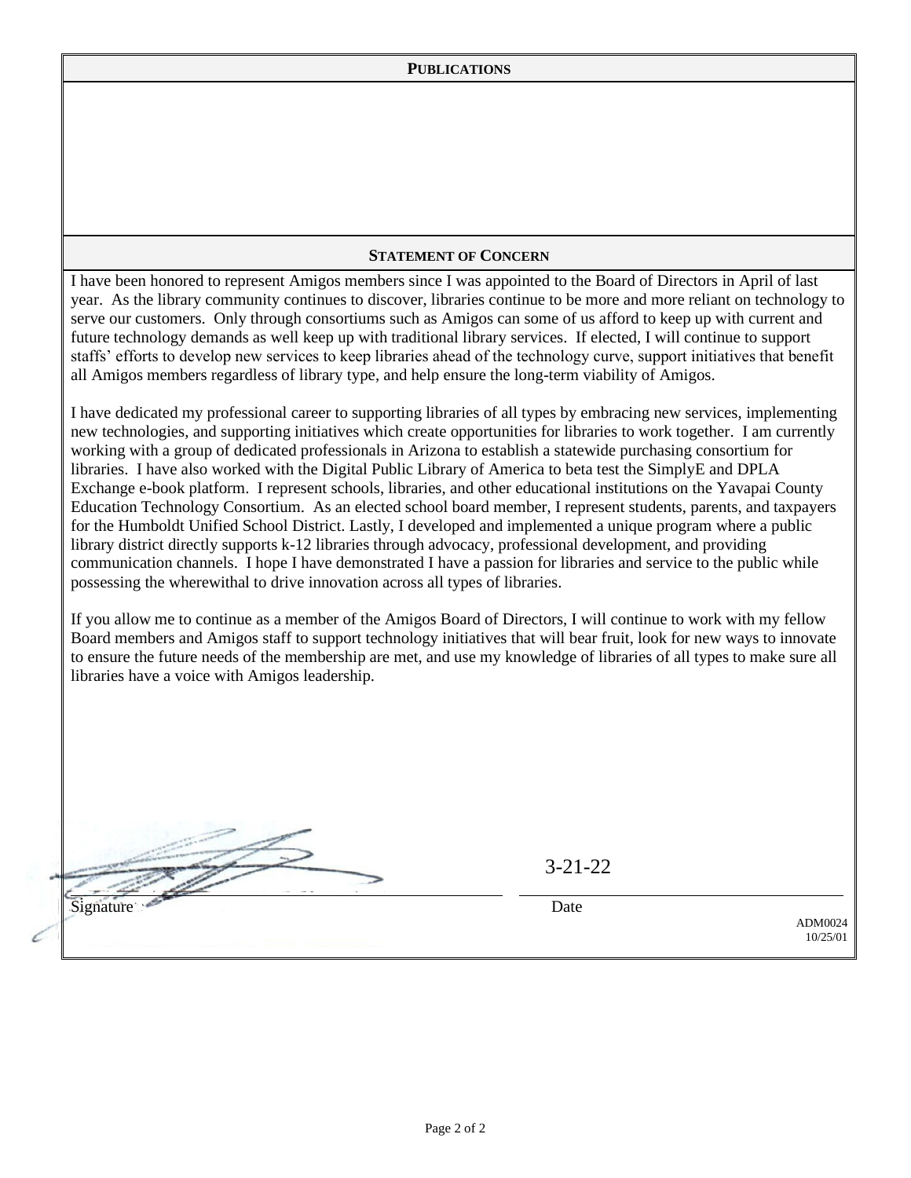## PUBLICATIONS

## STATEMENT OF CONCERN

I have been honored to represent Amigos members since I was appointed to the Board of Directors in April of last year. As the library community continues to discover, libraries continue to be more and more reliant on technology to serve our customers. Only through consortiums such as Amigos can some of us afford to keep up with current and future technology demands as well keep up with traditional library services. If elected, I will continue to support staffs' efforts to develop new services to keep libraries ahead of the technology curve, support initiatives that benefit all Amigos members regardless of library type, and help ensure the long-term viability of Amigos.

I have dedicated my professional career to supporting libraries of all types by embracing new services, implementing new technologies, and supporting initiatives which create opportunities for libraries to work together. I am currently working with a group of dedicated professionals in Arizona to establish a statewide purchasing consortium for libraries. I have also worked with the Digital Public Library of America to beta test the SimplyE and DPLA Exchange e-book platform. I represent schools, libraries, and other educational institutions on the Yavapai County Education Technology Consortium. As an elected school board member, I represent students, parents, and taxpayers for the Humboldt Unified School District. Lastly, I developed and implemented a unique program where a public library district directly supports k-12 libraries through advocacy, professional development, and providing communication channels. I hope I have demonstrated I have a passion for libraries and service to the public while possessing the wherewithal to drive innovation across all types of libraries.

If you allow me to continue as a member of the Amigos Board of Directors, I will continue to work with my fellow Board members and Amigos staff to support technology initiatives that will bear fruit, look for new ways to innovate to ensure the future needs of the membership are met, and use my knowledge of libraries of all types to make sure all libraries have a voice with Amigos leadership.

Signature

3-21-22

Date

ADM0024
10/25/01